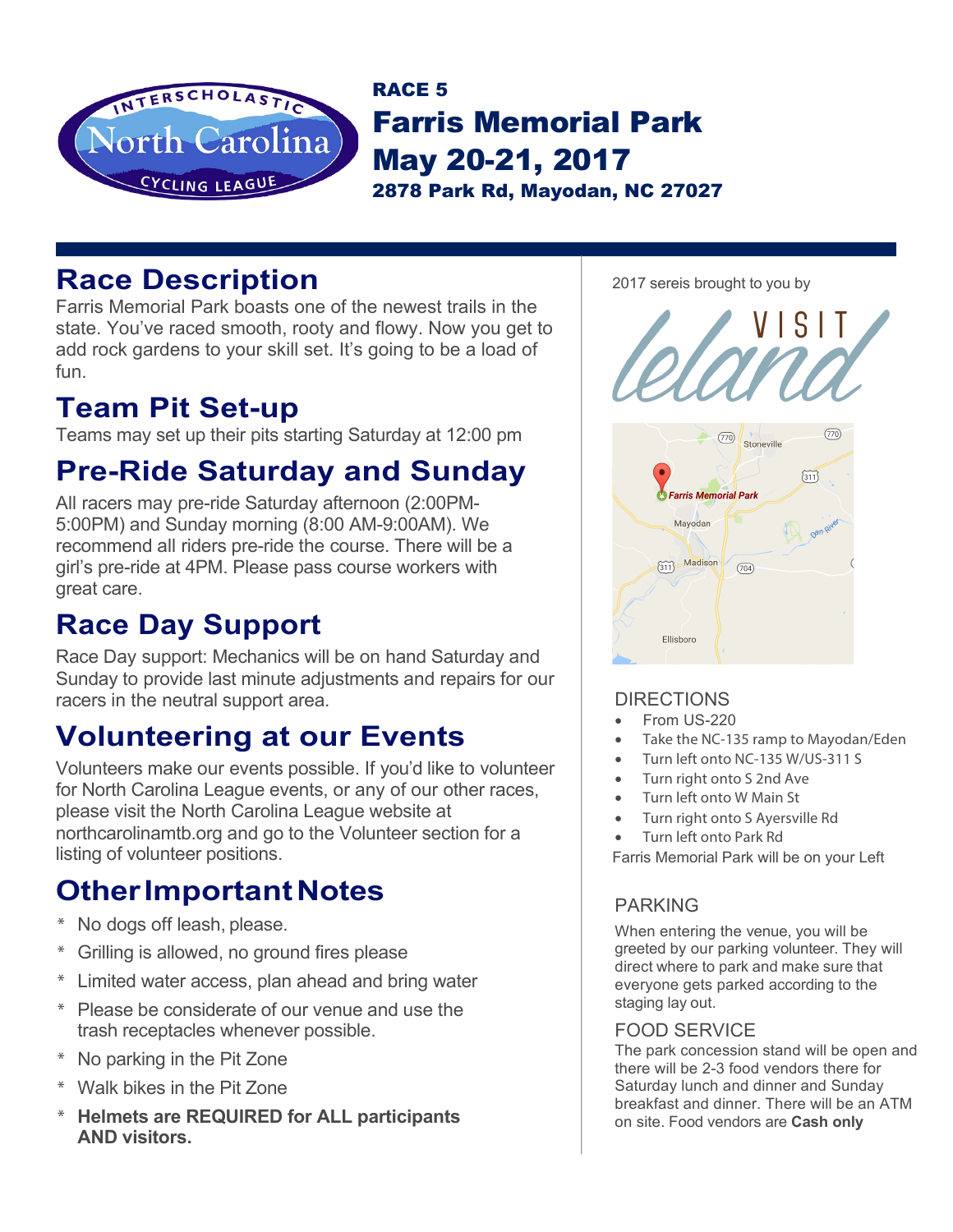# RACE 5

# Farris Memorial Park

# May 20-21, 2017

**2878 Park Rd, Mayodan, NC 27027**

## Race Description

Farris Memorial Park boasts one of the newest trails in the state. You've raced smooth, rooty and flowy. Now you get to add rock gardens to your skill set. It's going to be a load of fun.

## Team Pit Set-up

Teams may set up their pits starting Saturday at 12:00 pm

## Pre-Ride Saturday and Sunday

All racers may pre-ride Saturday afternoon (2:00PM-5:00PM) and Sunday morning (8:00 AM-9:00AM). We recommend all riders pre-ride the course. There will be a girl's pre-ride at 4PM. Please pass course workers with great care.

## Race Day Support

Race Day support: Mechanics will be on hand Saturday and Sunday to provide last minute adjustments and repairs for our racers in the neutral support area.

## Volunteering at our Events

Volunteers make our events possible. If you'd like to volunteer for North Carolina League events, or any of our other races, please visit the North Carolina League website at northcarolinamtb.org and go to the Volunteer section for a listing of volunteer positions.

## Other Important Notes

* No dogs off leash, please.
* Grilling is allowed, no ground fires please
* Limited water access, plan ahead and bring water
* Please be considerate of our venue and use the trash receptacles whenever possible.
* No parking in the Pit Zone
* Walk bikes in the Pit Zone
* **Helmets are REQUIRED for ALL participants AND visitors.**

2017 sereis brought to you by

VISIT leland

### DIRECTIONS

- From US-220
- Take the NC-135 ramp to Mayodan/Eden
- Turn left onto NC-135 W/US-311 S
- Turn right onto S 2nd Ave
- Turn left onto W Main St
- Turn right onto S Ayersville Rd
- Turn left onto Park Rd

Farris Memorial Park will be on your Left

### PARKING

When entering the venue, you will be greeted by our parking volunteer. They will direct where to park and make sure that everyone gets parked according to the staging lay out.

### FOOD SERVICE

The park concession stand will be open and there will be 2-3 food vendors there for Saturday lunch and dinner and Sunday breakfast and dinner. There will be an ATM on site. Food vendors are **Cash only**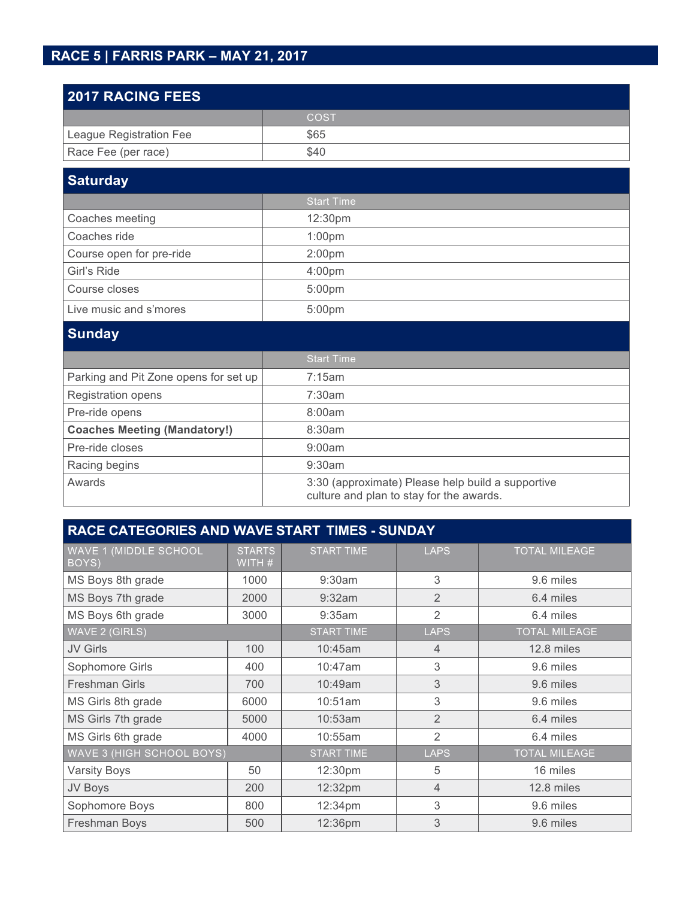## RACE 5 | FARRIS PARK – MAY 21, 2017

### 2017 RACING FEES

| | COST |
|---|---|
| League Registration Fee | $65 |
| Race Fee (per race) | $40 |

### Saturday

| | Start Time |
|---|---|
| Coaches meeting | 12:30pm |
| Coaches ride | 1:00pm |
| Course open for pre-ride | 2:00pm |
| Girl's Ride | 4:00pm |
| Course closes | 5:00pm |
| Live music and s'mores | 5:00pm |

### Sunday

| | Start Time |
|---|---|
| Parking and Pit Zone opens for set up | 7:15am |
| Registration opens | 7:30am |
| Pre-ride opens | 8:00am |
| **Coaches Meeting (Mandatory!)** | 8:30am |
| Pre-ride closes | 9:00am |
| Racing begins | 9:30am |
| Awards | 3:30 (approximate) Please help build a supportive culture and plan to stay for the awards. |

### RACE CATEGORIES AND WAVE START TIMES - SUNDAY

| WAVE 1 (MIDDLE SCHOOL BOYS) | STARTS WITH # | START TIME | LAPS | TOTAL MILEAGE |
|---|---|---|---|---|
| MS Boys 8th grade | 1000 | 9:30am | 3 | 9.6 miles |
| MS Boys 7th grade | 2000 | 9:32am | 2 | 6.4 miles |
| MS Boys 6th grade | 3000 | 9:35am | 2 | 6.4 miles |
| **WAVE 2 (GIRLS)** | | **START TIME** | **LAPS** | **TOTAL MILEAGE** |
| JV Girls | 100 | 10:45am | 4 | 12.8 miles |
| Sophomore Girls | 400 | 10:47am | 3 | 9.6 miles |
| Freshman Girls | 700 | 10:49am | 3 | 9.6 miles |
| MS Girls 8th grade | 6000 | 10:51am | 3 | 9.6 miles |
| MS Girls 7th grade | 5000 | 10:53am | 2 | 6.4 miles |
| MS Girls 6th grade | 4000 | 10:55am | 2 | 6.4 miles |
| **WAVE 3 (HIGH SCHOOL BOYS)** | | **START TIME** | **LAPS** | **TOTAL MILEAGE** |
| Varsity Boys | 50 | 12:30pm | 5 | 16 miles |
| JV Boys | 200 | 12:32pm | 4 | 12.8 miles |
| Sophomore Boys | 800 | 12:34pm | 3 | 9.6 miles |
| Freshman Boys | 500 | 12:36pm | 3 | 9.6 miles |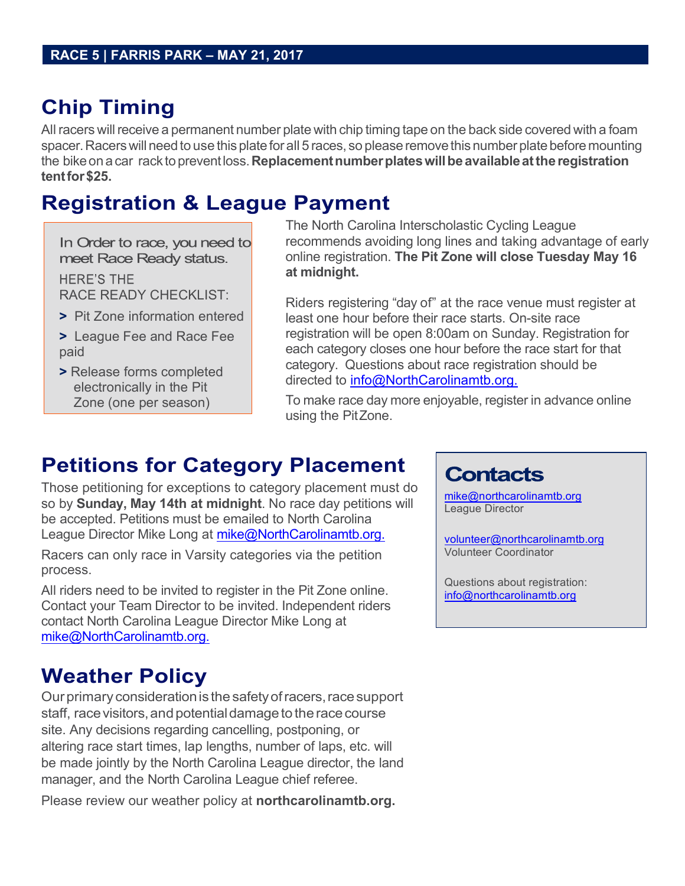**RACE 5 | FARRIS PARK – MAY 21, 2017**

## Chip Timing

All racers will receive a permanent number plate with chip timing tape on the back side covered with a foam spacer. Racers will need to use this plate for all 5 races, so please remove this number plate before mounting the bike on a car rack to prevent loss. **Replacement number plates will be available at the registration tent for $25.**

## Registration & League Payment

In Order to race, you need to meet Race Ready status.

HERE'S THE RACE READY CHECKLIST:

- > Pit Zone information entered
- > League Fee and Race Fee paid
- > Release forms completed electronically in the Pit Zone (one per season)

The North Carolina Interscholastic Cycling League recommends avoiding long lines and taking advantage of early online registration. **The Pit Zone will close Tuesday May 16 at midnight.**

Riders registering "day of" at the race venue must register at least one hour before their race starts. On-site race registration will be open 8:00am on Sunday. Registration for each category closes one hour before the race start for that category. Questions about race registration should be directed to info@NorthCarolinamtb.org.

To make race day more enjoyable, register in advance online using the Pit Zone.

## Petitions for Category Placement

Those petitioning for exceptions to category placement must do so by **Sunday, May 14th at midnight**. No race day petitions will be accepted. Petitions must be emailed to North Carolina League Director Mike Long at mike@NorthCarolinamtb.org.

Racers can only race in Varsity categories via the petition process.

All riders need to be invited to register in the Pit Zone online. Contact your Team Director to be invited. Independent riders contact North Carolina League Director Mike Long at mike@NorthCarolinamtb.org.

## Contacts

mike@northcarolinamtb.org
League Director

volunteer@northcarolinamtb.org
Volunteer Coordinator

Questions about registration:
info@northcarolinamtb.org

## Weather Policy

Our primary consideration is the safety of racers, race support staff, race visitors, and potential damage to the race course site. Any decisions regarding cancelling, postponing, or altering race start times, lap lengths, number of laps, etc. will be made jointly by the North Carolina League director, the land manager, and the North Carolina League chief referee.

Please review our weather policy at **northcarolinamtb.org.**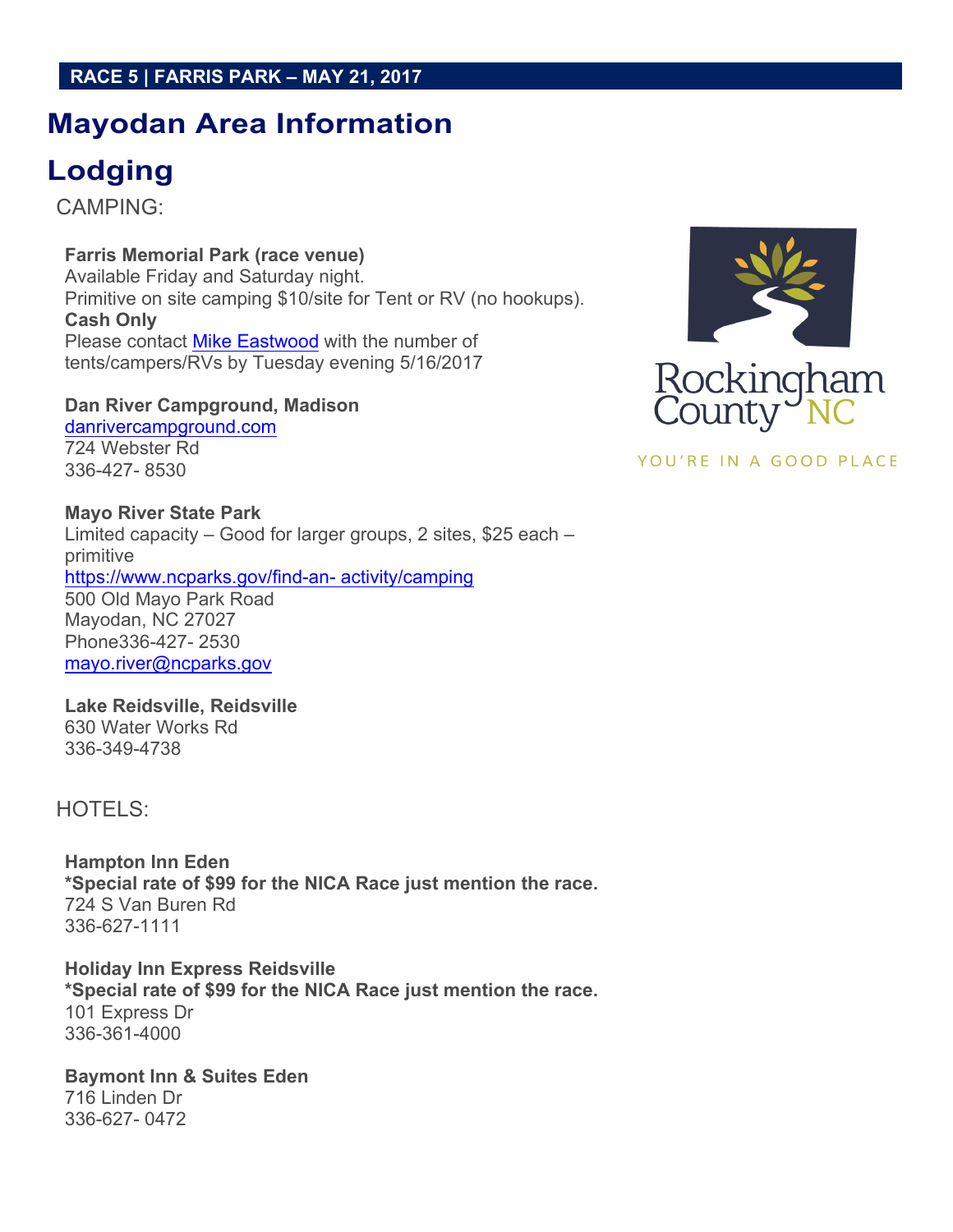**RACE 5 | FARRIS PARK – MAY 21, 2017**

# Mayodan Area Information

## Lodging

CAMPING:

**Farris Memorial Park (race venue)**
Available Friday and Saturday night.
Primitive on site camping $10/site for Tent or RV (no hookups).
**Cash Only**
Please contact Mike Eastwood with the number of tents/campers/RVs by Tuesday evening 5/16/2017

**Dan River Campground, Madison**
danrivercampground.com
724 Webster Rd
336-427- 8530

**Mayo River State Park**
Limited capacity – Good for larger groups, 2 sites, $25 each – primitive
https://www.ncparks.gov/find-an- activity/camping
500 Old Mayo Park Road
Mayodan, NC 27027
Phone336-427- 2530
mayo.river@ncparks.gov

**Lake Reidsville, Reidsville**
630 Water Works Rd
336-349-4738

HOTELS:

**Hampton Inn Eden**
***Special rate of $99 for the NICA Race just mention the race.**
724 S Van Buren Rd
336-627-1111

**Holiday Inn Express Reidsville**
***Special rate of $99 for the NICA Race just mention the race.**
101 Express Dr
336-361-4000

**Baymont Inn & Suites Eden**
716 Linden Dr
336-627- 0472

Rockingham County NC
YOU'RE IN A GOOD PLACE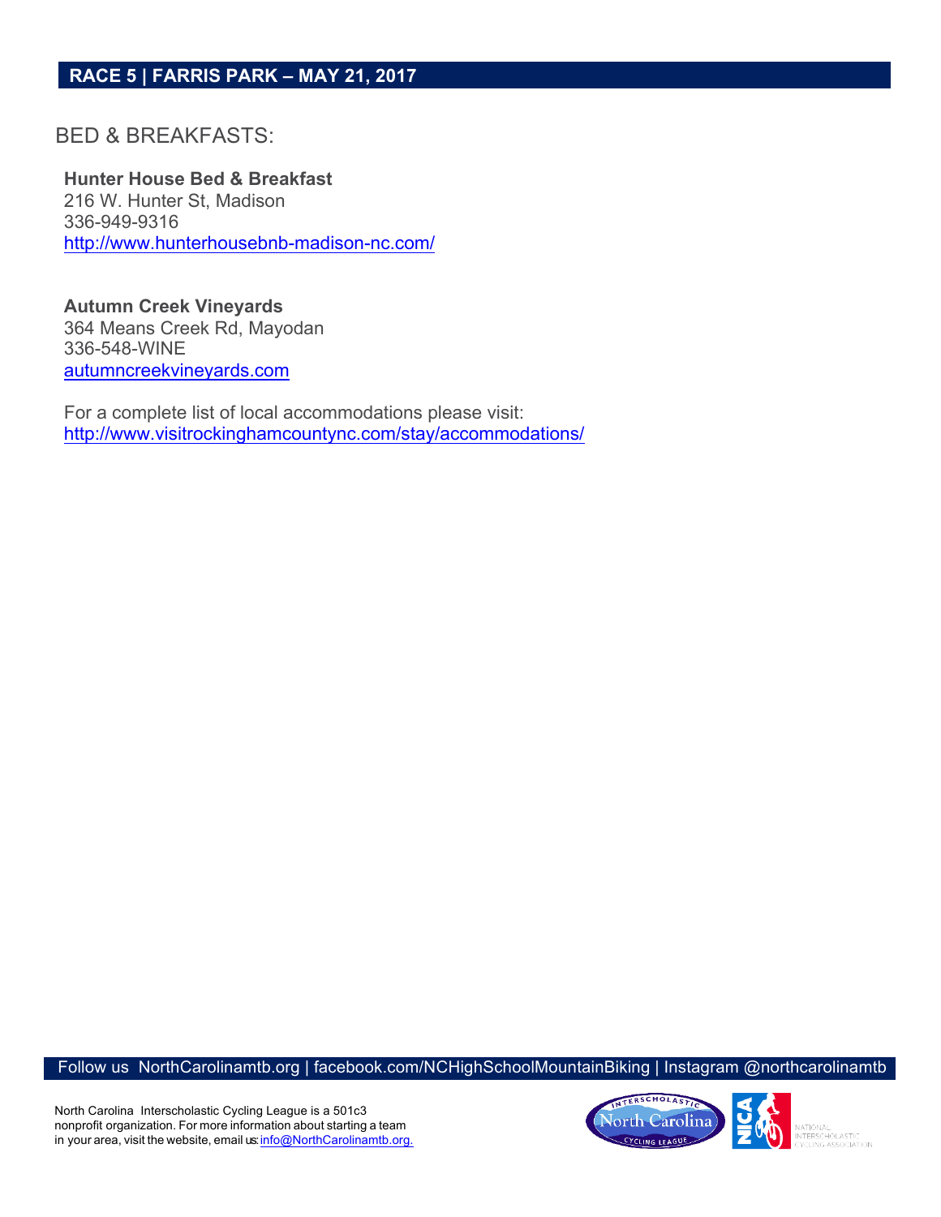## RACE 5 | FARRIS PARK – MAY 21, 2017

BED & BREAKFASTS:

**Hunter House Bed & Breakfast**
216 W. Hunter St, Madison
336-949-9316
http://www.hunterhousebnb-madison-nc.com/

**Autumn Creek Vineyards**
364 Means Creek Rd, Mayodan
336-548-WINE
autumncreekvineyards.com

For a complete list of local accommodations please visit:
http://www.visitrockinghamcountync.com/stay/accommodations/

Follow us NorthCarolinamtb.org | facebook.com/NCHighSchoolMountainBiking | Instagram @northcarolinamtb

North Carolina Interscholastic Cycling League is a 501c3 nonprofit organization. For more information about starting a team in your area, visit the website, email us: info@NorthCarolinamtb.org.